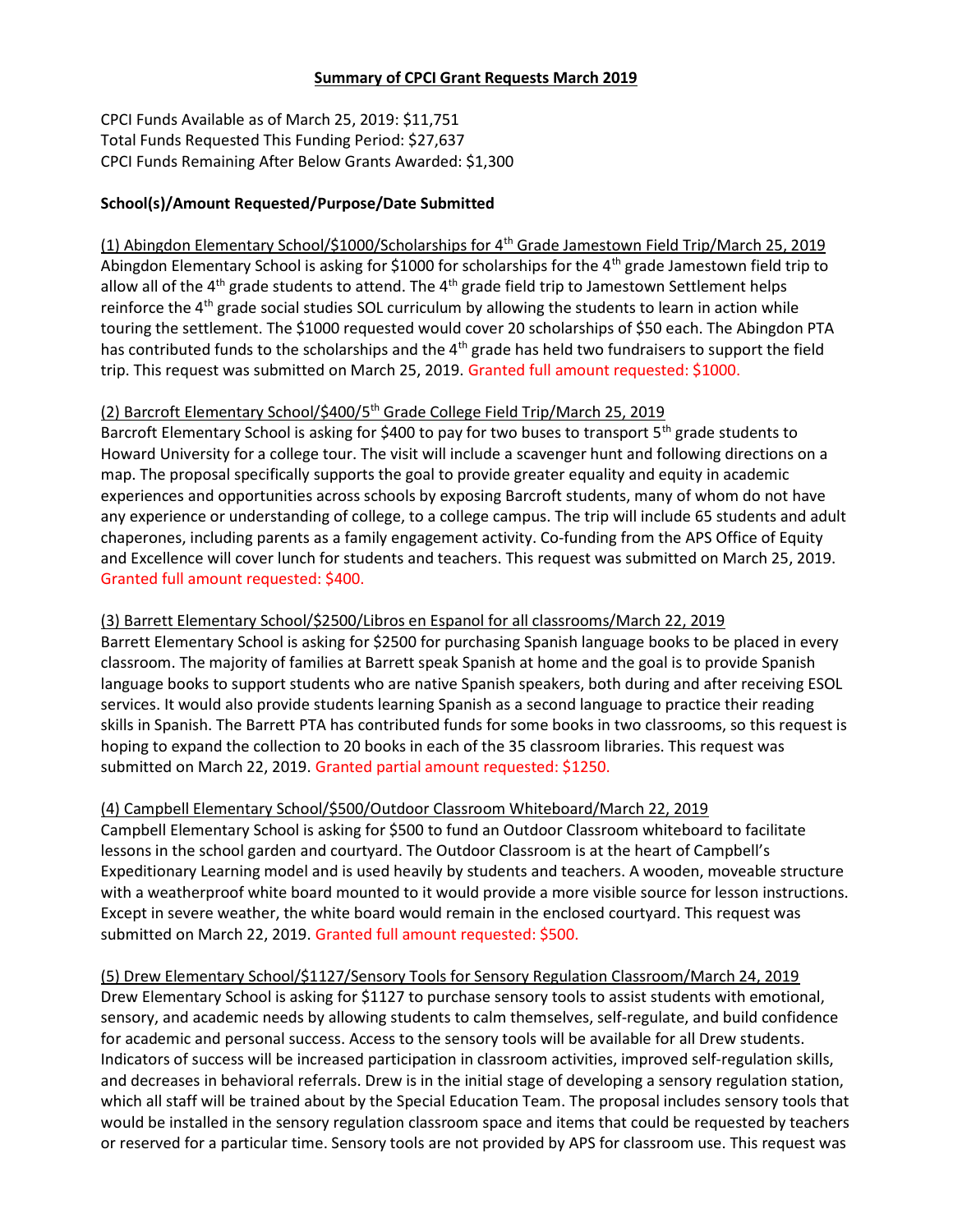## Summary of CPCI Grant Requests March 2019

CPCI Funds Available as of March 25, 2019: $11,751
Total Funds Requested This Funding Period: $27,637
CPCI Funds Remaining After Below Grants Awarded: $1,300

**School(s)/Amount Requested/Purpose/Date Submitted**

(1) Abingdon Elementary School/$1000/Scholarships for 4th Grade Jamestown Field Trip/March 25, 2019
Abingdon Elementary School is asking for $1000 for scholarships for the 4th grade Jamestown field trip to allow all of the 4th grade students to attend. The 4th grade field trip to Jamestown Settlement helps reinforce the 4th grade social studies SOL curriculum by allowing the students to learn in action while touring the settlement. The $1000 requested would cover 20 scholarships of $50 each. The Abingdon PTA has contributed funds to the scholarships and the 4th grade has held two fundraisers to support the field trip. This request was submitted on March 25, 2019. Granted full amount requested: $1000.

(2) Barcroft Elementary School/$400/5th Grade College Field Trip/March 25, 2019
Barcroft Elementary School is asking for $400 to pay for two buses to transport 5th grade students to Howard University for a college tour. The visit will include a scavenger hunt and following directions on a map. The proposal specifically supports the goal to provide greater equality and equity in academic experiences and opportunities across schools by exposing Barcroft students, many of whom do not have any experience or understanding of college, to a college campus. The trip will include 65 students and adult chaperones, including parents as a family engagement activity. Co-funding from the APS Office of Equity and Excellence will cover lunch for students and teachers. This request was submitted on March 25, 2019. Granted full amount requested: $400.

(3) Barrett Elementary School/$2500/Libros en Espanol for all classrooms/March 22, 2019
Barrett Elementary School is asking for $2500 for purchasing Spanish language books to be placed in every classroom. The majority of families at Barrett speak Spanish at home and the goal is to provide Spanish language books to support students who are native Spanish speakers, both during and after receiving ESOL services. It would also provide students learning Spanish as a second language to practice their reading skills in Spanish. The Barrett PTA has contributed funds for some books in two classrooms, so this request is hoping to expand the collection to 20 books in each of the 35 classroom libraries. This request was submitted on March 22, 2019. Granted partial amount requested: $1250.

(4) Campbell Elementary School/$500/Outdoor Classroom Whiteboard/March 22, 2019
Campbell Elementary School is asking for $500 to fund an Outdoor Classroom whiteboard to facilitate lessons in the school garden and courtyard. The Outdoor Classroom is at the heart of Campbell's Expeditionary Learning model and is used heavily by students and teachers. A wooden, moveable structure with a weatherproof white board mounted to it would provide a more visible source for lesson instructions. Except in severe weather, the white board would remain in the enclosed courtyard. This request was submitted on March 22, 2019. Granted full amount requested: $500.

(5) Drew Elementary School/$1127/Sensory Tools for Sensory Regulation Classroom/March 24, 2019
Drew Elementary School is asking for $1127 to purchase sensory tools to assist students with emotional, sensory, and academic needs by allowing students to calm themselves, self-regulate, and build confidence for academic and personal success. Access to the sensory tools will be available for all Drew students. Indicators of success will be increased participation in classroom activities, improved self-regulation skills, and decreases in behavioral referrals. Drew is in the initial stage of developing a sensory regulation station, which all staff will be trained about by the Special Education Team. The proposal includes sensory tools that would be installed in the sensory regulation classroom space and items that could be requested by teachers or reserved for a particular time. Sensory tools are not provided by APS for classroom use. This request was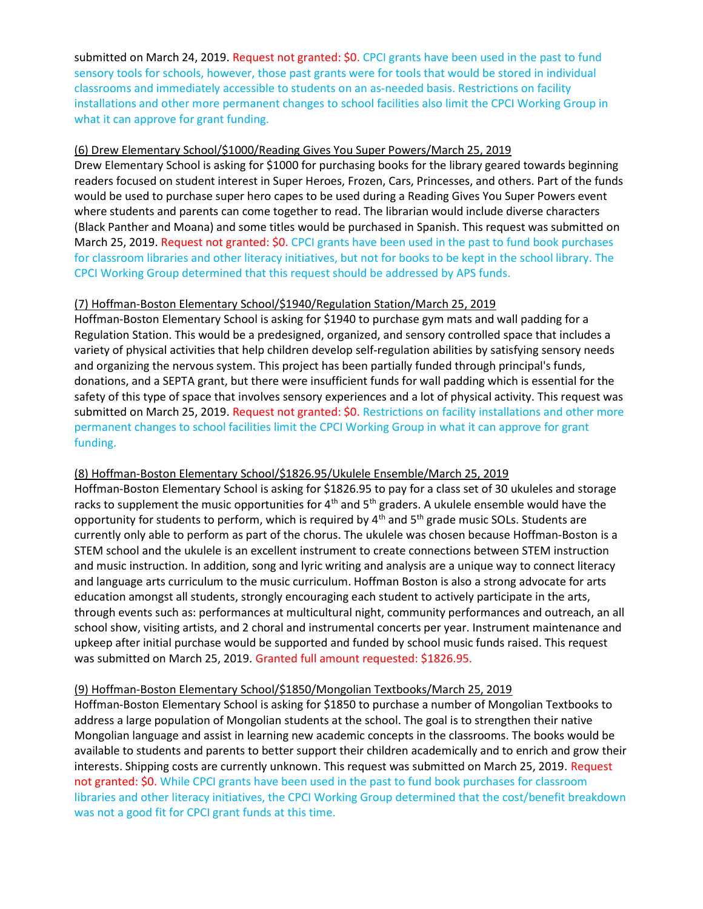submitted on March 24, 2019. Request not granted: $0. CPCI grants have been used in the past to fund sensory tools for schools, however, those past grants were for tools that would be stored in individual classrooms and immediately accessible to students on an as-needed basis. Restrictions on facility installations and other more permanent changes to school facilities also limit the CPCI Working Group in what it can approve for grant funding.

(6) Drew Elementary School/$1000/Reading Gives You Super Powers/March 25, 2019

Drew Elementary School is asking for $1000 for purchasing books for the library geared towards beginning readers focused on student interest in Super Heroes, Frozen, Cars, Princesses, and others. Part of the funds would be used to purchase super hero capes to be used during a Reading Gives You Super Powers event where students and parents can come together to read. The librarian would include diverse characters (Black Panther and Moana) and some titles would be purchased in Spanish. This request was submitted on March 25, 2019. Request not granted: $0. CPCI grants have been used in the past to fund book purchases for classroom libraries and other literacy initiatives, but not for books to be kept in the school library. The CPCI Working Group determined that this request should be addressed by APS funds.

(7) Hoffman-Boston Elementary School/$1940/Regulation Station/March 25, 2019

Hoffman-Boston Elementary School is asking for $1940 to purchase gym mats and wall padding for a Regulation Station. This would be a predesigned, organized, and sensory controlled space that includes a variety of physical activities that help children develop self-regulation abilities by satisfying sensory needs and organizing the nervous system. This project has been partially funded through principal's funds, donations, and a SEPTA grant, but there were insufficient funds for wall padding which is essential for the safety of this type of space that involves sensory experiences and a lot of physical activity. This request was submitted on March 25, 2019. Request not granted: $0. Restrictions on facility installations and other more permanent changes to school facilities limit the CPCI Working Group in what it can approve for grant funding.

(8) Hoffman-Boston Elementary School/$1826.95/Ukulele Ensemble/March 25, 2019

Hoffman-Boston Elementary School is asking for $1826.95 to pay for a class set of 30 ukuleles and storage racks to supplement the music opportunities for 4th and 5th graders. A ukulele ensemble would have the opportunity for students to perform, which is required by 4th and 5th grade music SOLs. Students are currently only able to perform as part of the chorus. The ukulele was chosen because Hoffman-Boston is a STEM school and the ukulele is an excellent instrument to create connections between STEM instruction and music instruction. In addition, song and lyric writing and analysis are a unique way to connect literacy and language arts curriculum to the music curriculum. Hoffman Boston is also a strong advocate for arts education amongst all students, strongly encouraging each student to actively participate in the arts, through events such as: performances at multicultural night, community performances and outreach, an all school show, visiting artists, and 2 choral and instrumental concerts per year. Instrument maintenance and upkeep after initial purchase would be supported and funded by school music funds raised. This request was submitted on March 25, 2019. Granted full amount requested: $1826.95.

(9) Hoffman-Boston Elementary School/$1850/Mongolian Textbooks/March 25, 2019

Hoffman-Boston Elementary School is asking for $1850 to purchase a number of Mongolian Textbooks to address a large population of Mongolian students at the school. The goal is to strengthen their native Mongolian language and assist in learning new academic concepts in the classrooms. The books would be available to students and parents to better support their children academically and to enrich and grow their interests. Shipping costs are currently unknown. This request was submitted on March 25, 2019. Request not granted: $0. While CPCI grants have been used in the past to fund book purchases for classroom libraries and other literacy initiatives, the CPCI Working Group determined that the cost/benefit breakdown was not a good fit for CPCI grant funds at this time.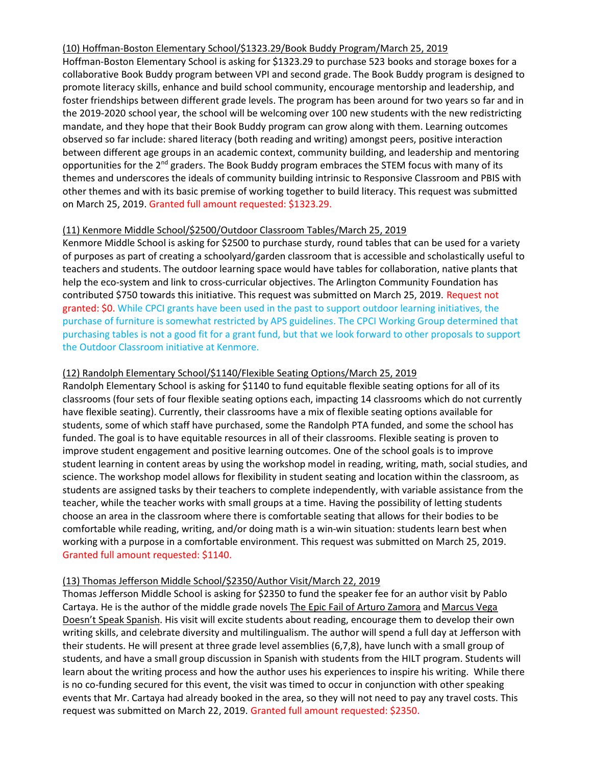<u>(10) Hoffman-Boston Elementary School/$1323.29/Book Buddy Program/March 25, 2019</u>

Hoffman-Boston Elementary School is asking for $1323.29 to purchase 523 books and storage boxes for a collaborative Book Buddy program between VPI and second grade. The Book Buddy program is designed to promote literacy skills, enhance and build school community, encourage mentorship and leadership, and foster friendships between different grade levels. The program has been around for two years so far and in the 2019-2020 school year, the school will be welcoming over 100 new students with the new redistricting mandate, and they hope that their Book Buddy program can grow along with them. Learning outcomes observed so far include: shared literacy (both reading and writing) amongst peers, positive interaction between different age groups in an academic context, community building, and leadership and mentoring opportunities for the 2nd graders. The Book Buddy program embraces the STEM focus with many of its themes and underscores the ideals of community building intrinsic to Responsive Classroom and PBIS with other themes and with its basic premise of working together to build literacy. This request was submitted on March 25, 2019. Granted full amount requested: $1323.29.

<u>(11) Kenmore Middle School/$2500/Outdoor Classroom Tables/March 25, 2019</u>

Kenmore Middle School is asking for $2500 to purchase sturdy, round tables that can be used for a variety of purposes as part of creating a schoolyard/garden classroom that is accessible and scholastically useful to teachers and students. The outdoor learning space would have tables for collaboration, native plants that help the eco-system and link to cross-curricular objectives. The Arlington Community Foundation has contributed $750 towards this initiative. This request was submitted on March 25, 2019. Request not granted: $0. While CPCI grants have been used in the past to support outdoor learning initiatives, the purchase of furniture is somewhat restricted by APS guidelines. The CPCI Working Group determined that purchasing tables is not a good fit for a grant fund, but that we look forward to other proposals to support the Outdoor Classroom initiative at Kenmore.

<u>(12) Randolph Elementary School/$1140/Flexible Seating Options/March 25, 2019</u>

Randolph Elementary School is asking for $1140 to fund equitable flexible seating options for all of its classrooms (four sets of four flexible seating options each, impacting 14 classrooms which do not currently have flexible seating). Currently, their classrooms have a mix of flexible seating options available for students, some of which staff have purchased, some the Randolph PTA funded, and some the school has funded. The goal is to have equitable resources in all of their classrooms. Flexible seating is proven to improve student engagement and positive learning outcomes. One of the school goals is to improve student learning in content areas by using the workshop model in reading, writing, math, social studies, and science. The workshop model allows for flexibility in student seating and location within the classroom, as students are assigned tasks by their teachers to complete independently, with variable assistance from the teacher, while the teacher works with small groups at a time. Having the possibility of letting students choose an area in the classroom where there is comfortable seating that allows for their bodies to be comfortable while reading, writing, and/or doing math is a win-win situation: students learn best when working with a purpose in a comfortable environment. This request was submitted on March 25, 2019. Granted full amount requested: $1140.

<u>(13) Thomas Jefferson Middle School/$2350/Author Visit/March 22, 2019</u>

Thomas Jefferson Middle School is asking for $2350 to fund the speaker fee for an author visit by Pablo Cartaya. He is the author of the middle grade novels <u>The Epic Fail of Arturo Zamora</u> and <u>Marcus Vega Doesn't Speak Spanish</u>. His visit will excite students about reading, encourage them to develop their own writing skills, and celebrate diversity and multilingualism. The author will spend a full day at Jefferson with their students. He will present at three grade level assemblies (6,7,8), have lunch with a small group of students, and have a small group discussion in Spanish with students from the HILT program. Students will learn about the writing process and how the author uses his experiences to inspire his writing. While there is no co-funding secured for this event, the visit was timed to occur in conjunction with other speaking events that Mr. Cartaya had already booked in the area, so they will not need to pay any travel costs. This request was submitted on March 22, 2019. Granted full amount requested: $2350.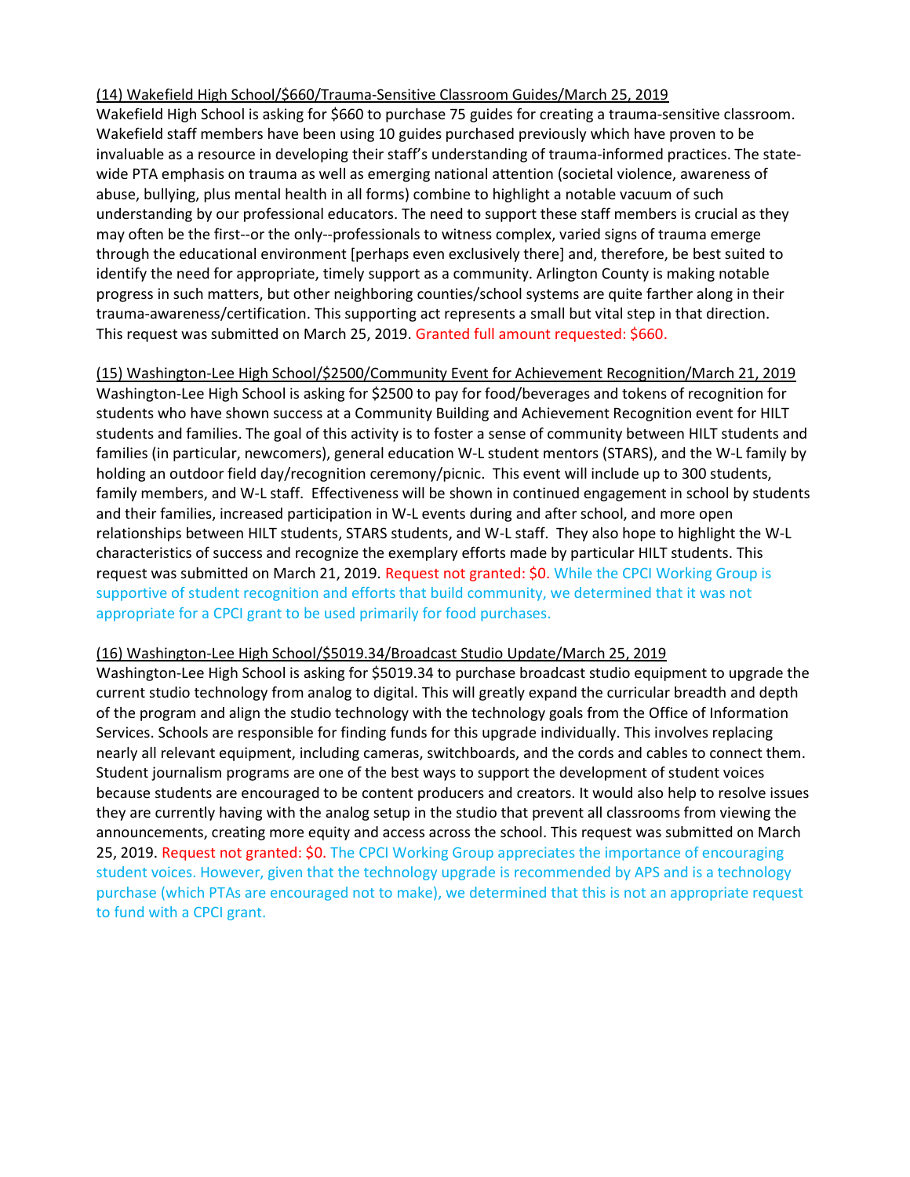(14) Wakefield High School/$660/Trauma-Sensitive Classroom Guides/March 25, 2019

Wakefield High School is asking for $660 to purchase 75 guides for creating a trauma-sensitive classroom. Wakefield staff members have been using 10 guides purchased previously which have proven to be invaluable as a resource in developing their staff's understanding of trauma-informed practices. The state-wide PTA emphasis on trauma as well as emerging national attention (societal violence, awareness of abuse, bullying, plus mental health in all forms) combine to highlight a notable vacuum of such understanding by our professional educators. The need to support these staff members is crucial as they may often be the first--or the only--professionals to witness complex, varied signs of trauma emerge through the educational environment [perhaps even exclusively there] and, therefore, be best suited to identify the need for appropriate, timely support as a community. Arlington County is making notable progress in such matters, but other neighboring counties/school systems are quite farther along in their trauma-awareness/certification. This supporting act represents a small but vital step in that direction. This request was submitted on March 25, 2019. Granted full amount requested: $660.

(15) Washington-Lee High School/$2500/Community Event for Achievement Recognition/March 21, 2019

Washington-Lee High School is asking for $2500 to pay for food/beverages and tokens of recognition for students who have shown success at a Community Building and Achievement Recognition event for HILT students and families. The goal of this activity is to foster a sense of community between HILT students and families (in particular, newcomers), general education W-L student mentors (STARS), and the W-L family by holding an outdoor field day/recognition ceremony/picnic. This event will include up to 300 students, family members, and W-L staff. Effectiveness will be shown in continued engagement in school by students and their families, increased participation in W-L events during and after school, and more open relationships between HILT students, STARS students, and W-L staff. They also hope to highlight the W-L characteristics of success and recognize the exemplary efforts made by particular HILT students. This request was submitted on March 21, 2019. Request not granted: $0. While the CPCI Working Group is supportive of student recognition and efforts that build community, we determined that it was not appropriate for a CPCI grant to be used primarily for food purchases.

(16) Washington-Lee High School/$5019.34/Broadcast Studio Update/March 25, 2019

Washington-Lee High School is asking for $5019.34 to purchase broadcast studio equipment to upgrade the current studio technology from analog to digital. This will greatly expand the curricular breadth and depth of the program and align the studio technology with the technology goals from the Office of Information Services. Schools are responsible for finding funds for this upgrade individually. This involves replacing nearly all relevant equipment, including cameras, switchboards, and the cords and cables to connect them. Student journalism programs are one of the best ways to support the development of student voices because students are encouraged to be content producers and creators. It would also help to resolve issues they are currently having with the analog setup in the studio that prevent all classrooms from viewing the announcements, creating more equity and access across the school. This request was submitted on March 25, 2019. Request not granted: $0. The CPCI Working Group appreciates the importance of encouraging student voices. However, given that the technology upgrade is recommended by APS and is a technology purchase (which PTAs are encouraged not to make), we determined that this is not an appropriate request to fund with a CPCI grant.